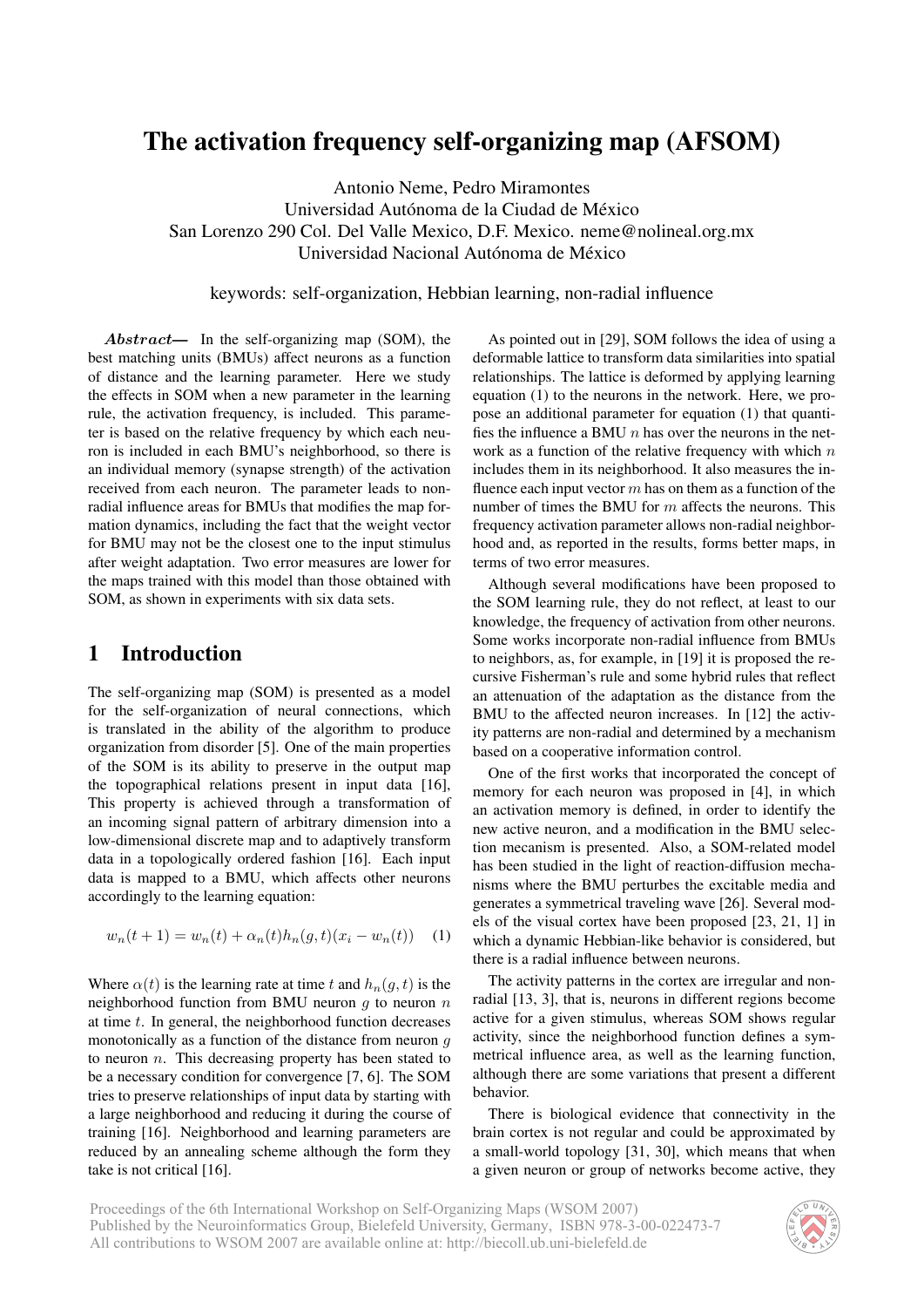# The activation frequency self-organizing map (AFSOM)

Antonio Neme, Pedro Miramontes
Universidad Autónoma de la Ciudad de México
San Lorenzo 290 Col. Del Valle Mexico, D.F. Mexico. neme@nolineal.org.mx
Universidad Nacional Autónoma de México

keywords: self-organization, Hebbian learning, non-radial influence

***Abstract*—** In the self-organizing map (SOM), the best matching units (BMUs) affect neurons as a function of distance and the learning parameter. Here we study the effects in SOM when a new parameter in the learning rule, the activation frequency, is included. This parameter is based on the relative frequency by which each neuron is included in each BMU's neighborhood, so there is an individual memory (synapse strength) of the activation received from each neuron. The parameter leads to non-radial influence areas for BMUs that modifies the map formation dynamics, including the fact that the weight vector for BMU may not be the closest one to the input stimulus after weight adaptation. Two error measures are lower for the maps trained with this model than those obtained with SOM, as shown in experiments with six data sets.

## 1 Introduction

The self-organizing map (SOM) is presented as a model for the self-organization of neural connections, which is translated in the ability of the algorithm to produce organization from disorder [5]. One of the main properties of the SOM is its ability to preserve in the output map the topographical relations present in input data [16], This property is achieved through a transformation of an incoming signal pattern of arbitrary dimension into a low-dimensional discrete map and to adaptively transform data in a topologically ordered fashion [16]. Each input data is mapped to a BMU, which affects other neurons accordingly to the learning equation:

$$w_n(t+1) = w_n(t) + \alpha_n(t) h_n(g,t)(x_i - w_n(t)) \quad (1)$$

Where $\alpha(t)$ is the learning rate at time $t$ and $h_n(g,t)$ is the neighborhood function from BMU neuron $g$ to neuron $n$ at time $t$. In general, the neighborhood function decreases monotonically as a function of the distance from neuron $g$ to neuron $n$. This decreasing property has been stated to be a necessary condition for convergence [7, 6]. The SOM tries to preserve relationships of input data by starting with a large neighborhood and reducing it during the course of training [16]. Neighborhood and learning parameters are reduced by an annealing scheme although the form they take is not critical [16].

As pointed out in [29], SOM follows the idea of using a deformable lattice to transform data similarities into spatial relationships. The lattice is deformed by applying learning equation (1) to the neurons in the network. Here, we propose an additional parameter for equation (1) that quantifies the influence a BMU $n$ has over the neurons in the network as a function of the relative frequency with which $n$ includes them in its neighborhood. It also measures the influence each input vector $m$ has on them as a function of the number of times the BMU for $m$ affects the neurons. This frequency activation parameter allows non-radial neighborhood and, as reported in the results, forms better maps, in terms of two error measures.

Although several modifications have been proposed to the SOM learning rule, they do not reflect, at least to our knowledge, the frequency of activation from other neurons. Some works incorporate non-radial influence from BMUs to neighbors, as, for example, in [19] it is proposed the recursive Fisherman's rule and some hybrid rules that reflect an attenuation of the adaptation as the distance from the BMU to the affected neuron increases. In [12] the activity patterns are non-radial and determined by a mechanism based on a cooperative information control.

One of the first works that incorporated the concept of memory for each neuron was proposed in [4], in which an activation memory is defined, in order to identify the new active neuron, and a modification in the BMU selection mecanism is presented. Also, a SOM-related model has been studied in the light of reaction-diffusion mechanisms where the BMU perturbes the excitable media and generates a symmetrical traveling wave [26]. Several models of the visual cortex have been proposed [23, 21, 1] in which a dynamic Hebbian-like behavior is considered, but there is a radial influence between neurons.

The activity patterns in the cortex are irregular and non-radial [13, 3], that is, neurons in different regions become active for a given stimulus, whereas SOM shows regular activity, since the neighborhood function defines a symmetrical influence area, as well as the learning function, although there are some variations that present a different behavior.

There is biological evidence that connectivity in the brain cortex is not regular and could be approximated by a small-world topology [31, 30], which means that when a given neuron or group of networks become active, they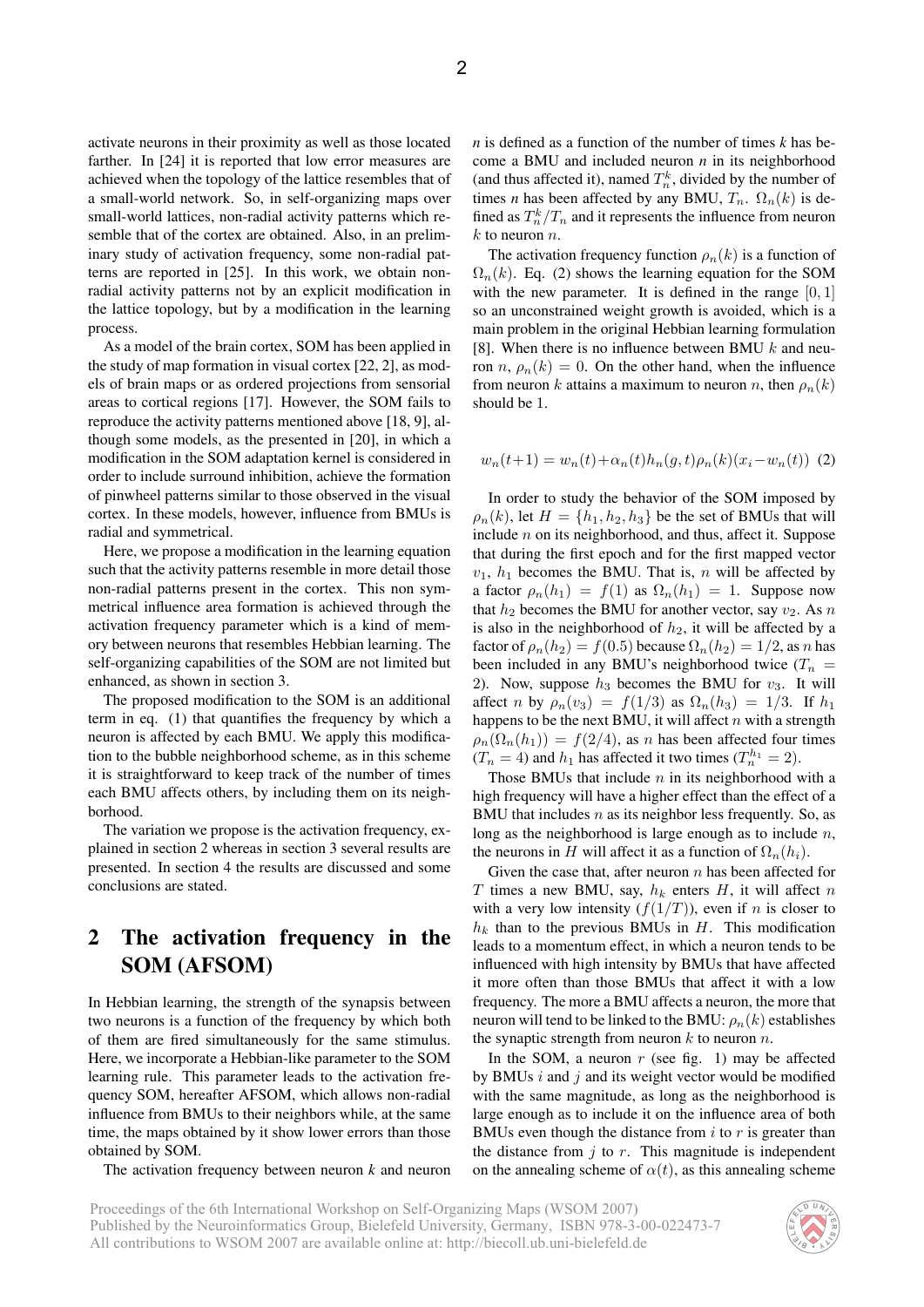activate neurons in their proximity as well as those located farther. In [24] it is reported that low error measures are achieved when the topology of the lattice resembles that of a small-world network. So, in self-organizing maps over small-world lattices, non-radial activity patterns which resemble that of the cortex are obtained. Also, in an preliminary study of activation frequency, some non-radial patterns are reported in [25]. In this work, we obtain non-radial activity patterns not by an explicit modification in the lattice topology, but by a modification in the learning process.

As a model of the brain cortex, SOM has been applied in the study of map formation in visual cortex [22, 2], as models of brain maps or as ordered projections from sensorial areas to cortical regions [17]. However, the SOM fails to reproduce the activity patterns mentioned above [18, 9], although some models, as the presented in [20], in which a modification in the SOM adaptation kernel is considered in order to include surround inhibition, achieve the formation of pinwheel patterns similar to those observed in the visual cortex. In these models, however, influence from BMUs is radial and symmetrical.

Here, we propose a modification in the learning equation such that the activity patterns resemble in more detail those non-radial patterns present in the cortex. This non symmetrical influence area formation is achieved through the activation frequency parameter which is a kind of memory between neurons that resembles Hebbian learning. The self-organizing capabilities of the SOM are not limited but enhanced, as shown in section 3.

The proposed modification to the SOM is an additional term in eq. (1) that quantifies the frequency by which a neuron is affected by each BMU. We apply this modification to the bubble neighborhood scheme, as in this scheme it is straightforward to keep track of the number of times each BMU affects others, by including them on its neighborhood.

The variation we propose is the activation frequency, explained in section 2 whereas in section 3 several results are presented. In section 4 the results are discussed and some conclusions are stated.

## 2 The activation frequency in the SOM (AFSOM)

In Hebbian learning, the strength of the synapsis between two neurons is a function of the frequency by which both of them are fired simultaneously for the same stimulus. Here, we incorporate a Hebbian-like parameter to the SOM learning rule. This parameter leads to the activation frequency SOM, hereafter AFSOM, which allows non-radial influence from BMUs to their neighbors while, at the same time, the maps obtained by it show lower errors than those obtained by SOM.

The activation frequency between neuron *k* and neuron *n* is defined as a function of the number of times *k* has become a BMU and included neuron *n* in its neighborhood (and thus affected it), named $T_n^k$, divided by the number of times *n* has been affected by any BMU, $T_n$. $\Omega_n(k)$ is defined as $T_n^k/T_n$ and it represents the influence from neuron $k$ to neuron $n$.

The activation frequency function $\rho_n(k)$ is a function of $\Omega_n(k)$. Eq. (2) shows the learning equation for the SOM with the new parameter. It is defined in the range $[0, 1]$ so an unconstrained weight growth is avoided, which is a main problem in the original Hebbian learning formulation [8]. When there is no influence between BMU $k$ and neuron $n$, $\rho_n(k) = 0$. On the other hand, when the influence from neuron $k$ attains a maximum to neuron $n$, then $\rho_n(k)$ should be 1.

$$w_n(t+1) = w_n(t) + \alpha_n(t)h_n(g,t)\rho_n(k)(x_i - w_n(t)) \quad (2)$$

In order to study the behavior of the SOM imposed by $\rho_n(k)$, let $H = \{h_1, h_2, h_3\}$ be the set of BMUs that will include $n$ on its neighborhood, and thus, affect it. Suppose that during the first epoch and for the first mapped vector $v_1$, $h_1$ becomes the BMU. That is, $n$ will be affected by a factor $\rho_n(h_1) = f(1)$ as $\Omega_n(h_1) = 1$. Suppose now that $h_2$ becomes the BMU for another vector, say $v_2$. As $n$ is also in the neighborhood of $h_2$, it will be affected by a factor of $\rho_n(h_2) = f(0.5)$ because $\Omega_n(h_2) = 1/2$, as $n$ has been included in any BMU's neighborhood twice ($T_n = 2$). Now, suppose $h_3$ becomes the BMU for $v_3$. It will affect $n$ by $\rho_n(v_3) = f(1/3)$ as $\Omega_n(h_3) = 1/3$. If $h_1$ happens to be the next BMU, it will affect $n$ with a strength $\rho_n(\Omega_n(h_1)) = f(2/4)$, as $n$ has been affected four times ($T_n = 4$) and $h_1$ has affected it two times ($T_n^{h_1} = 2$).

Those BMUs that include $n$ in its neighborhood with a high frequency will have a higher effect than the effect of a BMU that includes $n$ as its neighbor less frequently. So, as long as the neighborhood is large enough as to include $n$, the neurons in $H$ will affect it as a function of $\Omega_n(h_i)$.

Given the case that, after neuron $n$ has been affected for $T$ times a new BMU, say, $h_k$ enters $H$, it will affect $n$ with a very low intensity ($f(1/T)$), even if $n$ is closer to $h_k$ than to the previous BMUs in $H$. This modification leads to a momentum effect, in which a neuron tends to be influenced with high intensity by BMUs that have affected it more often than those BMUs that affect it with a low frequency. The more a BMU affects a neuron, the more that neuron will tend to be linked to the BMU: $\rho_n(k)$ establishes the synaptic strength from neuron $k$ to neuron $n$.

In the SOM, a neuron $r$ (see fig. 1) may be affected by BMUs $i$ and $j$ and its weight vector would be modified with the same magnitude, as long as the neighborhood is large enough as to include it on the influence area of both BMUs even though the distance from $i$ to $r$ is greater than the distance from $j$ to $r$. This magnitude is independent on the annealing scheme of $\alpha(t)$, as this annealing scheme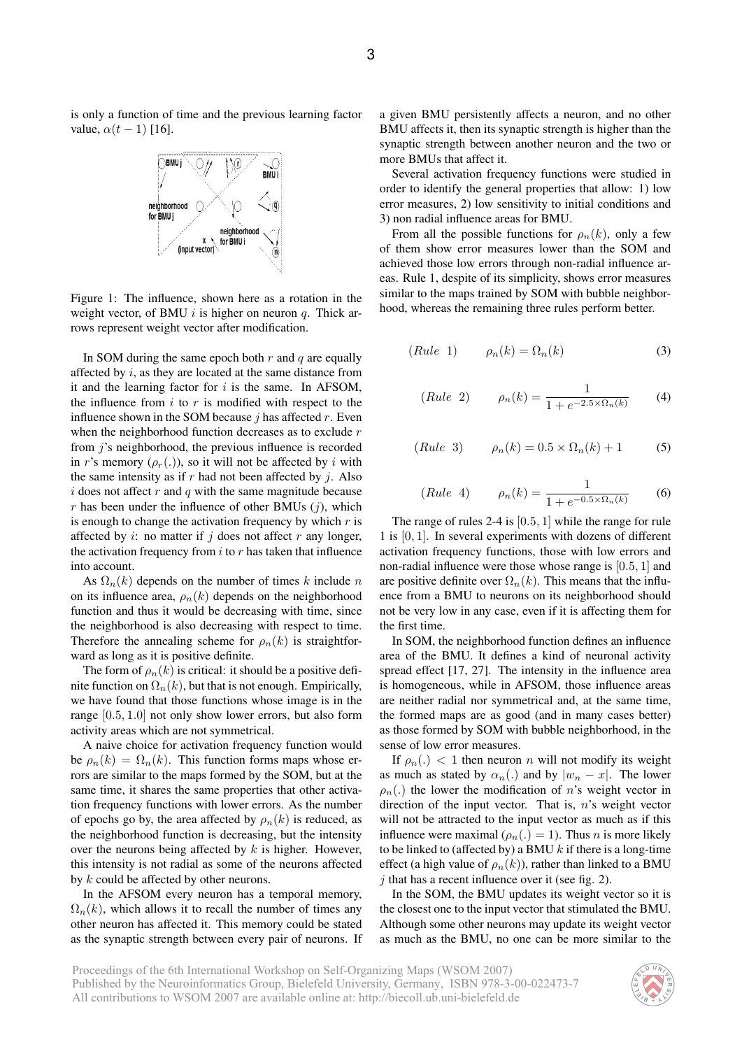is only a function of time and the previous learning factor value, $\alpha(t-1)$ [16].

Figure 1: The influence, shown here as a rotation in the weight vector, of BMU $i$ is higher on neuron $q$. Thick arrows represent weight vector after modification.

In SOM during the same epoch both $r$ and $q$ are equally affected by $i$, as they are located at the same distance from it and the learning factor for $i$ is the same. In AFSOM, the influence from $i$ to $r$ is modified with respect to the influence shown in the SOM because $j$ has affected $r$. Even when the neighborhood function decreases as to exclude $r$ from $j$'s neighborhood, the previous influence is recorded in $r$'s memory ($\rho_r(.)$), so it will not be affected by $i$ with the same intensity as if $r$ had not been affected by $j$. Also $i$ does not affect $r$ and $q$ with the same magnitude because $r$ has been under the influence of other BMUs ($j$), which is enough to change the activation frequency by which $r$ is affected by $i$: no matter if $j$ does not affect $r$ any longer, the activation frequency from $i$ to $r$ has taken that influence into account.

As $\Omega_n(k)$ depends on the number of times $k$ include $n$ on its influence area, $\rho_n(k)$ depends on the neighborhood function and thus it would be decreasing with time, since the neighborhood is also decreasing with respect to time. Therefore the annealing scheme for $\rho_n(k)$ is straightforward as long as it is positive definite.

The form of $\rho_n(k)$ is critical: it should be a positive definite function on $\Omega_n(k)$, but that is not enough. Empirically, we have found that those functions whose image is in the range $[0.5, 1.0]$ not only show lower errors, but also form activity areas which are not symmetrical.

A naive choice for activation frequency function would be $\rho_n(k) = \Omega_n(k)$. This function forms maps whose errors are similar to the maps formed by the SOM, but at the same time, it shares the same properties that other activation frequency functions with lower errors. As the number of epochs go by, the area affected by $\rho_n(k)$ is reduced, as the neighborhood function is decreasing, but the intensity over the neurons being affected by $k$ is higher. However, this intensity is not radial as some of the neurons affected by $k$ could be affected by other neurons.

In the AFSOM every neuron has a temporal memory, $\Omega_n(k)$, which allows it to recall the number of times any other neuron has affected it. This memory could be stated as the synaptic strength between every pair of neurons. If a given BMU persistently affects a neuron, and no other BMU affects it, then its synaptic strength is higher than the synaptic strength between another neuron and the two or more BMUs that affect it.

Several activation frequency functions were studied in order to identify the general properties that allow: 1) low error measures, 2) low sensitivity to initial conditions and 3) non radial influence areas for BMU.

From all the possible functions for $\rho_n(k)$, only a few of them show error measures lower than the SOM and achieved those low errors through non-radial influence areas. Rule 1, despite of its simplicity, shows error measures similar to the maps trained by SOM with bubble neighborhood, whereas the remaining three rules perform better.

$$(Rule\ \ 1) \qquad \rho_n(k) = \Omega_n(k) \tag{3}$$

$$(Rule\ \ 2) \qquad \rho_n(k) = \frac{1}{1 + e^{-2.5 \times \Omega_n(k)}} \tag{4}$$

$$(Rule\ \ 3) \qquad \rho_n(k) = 0.5 \times \Omega_n(k) + 1 \tag{5}$$

$$(Rule\ \ 4) \qquad \rho_n(k) = \frac{1}{1 + e^{-0.5 \times \Omega_n(k)}} \tag{6}$$

The range of rules 2-4 is $[0.5, 1]$ while the range for rule 1 is $[0, 1]$. In several experiments with dozens of different activation frequency functions, those with low errors and non-radial influence were those whose range is $[0.5, 1]$ and are positive definite over $\Omega_n(k)$. This means that the influence from a BMU to neurons on its neighborhood should not be very low in any case, even if it is affecting them for the first time.

In SOM, the neighborhood function defines an influence area of the BMU. It defines a kind of neuronal activity spread effect [17, 27]. The intensity in the influence area is homogeneous, while in AFSOM, those influence areas are neither radial nor symmetrical and, at the same time, the formed maps are as good (and in many cases better) as those formed by SOM with bubble neighborhood, in the sense of low error measures.

If $\rho_n(.) < 1$ then neuron $n$ will not modify its weight as much as stated by $\alpha_n(.)$ and by $|w_n - x|$. The lower $\rho_n(.)$ the lower the modification of $n$'s weight vector in direction of the input vector. That is, $n$'s weight vector will not be attracted to the input vector as much as if this influence were maximal ($\rho_n(.) = 1$). Thus $n$ is more likely to be linked to (affected by) a BMU $k$ if there is a long-time effect (a high value of $\rho_n(k)$), rather than linked to a BMU $j$ that has a recent influence over it (see fig. 2).

In the SOM, the BMU updates its weight vector so it is the closest one to the input vector that stimulated the BMU. Although some other neurons may update its weight vector as much as the BMU, no one can be more similar to the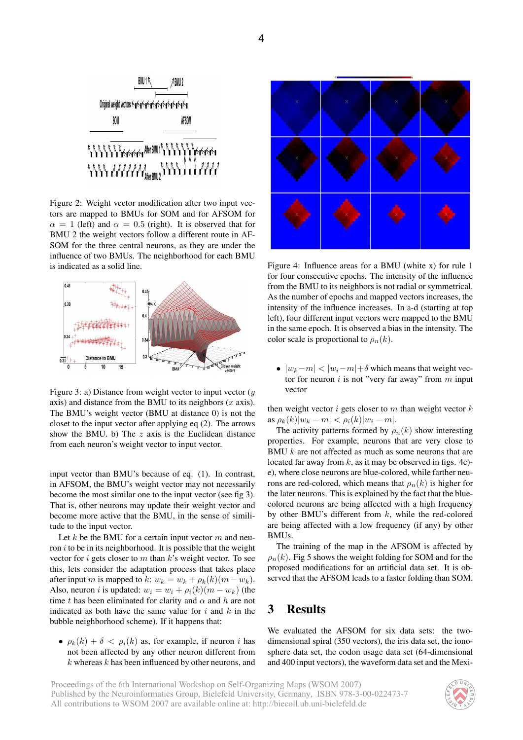Figure 2: Weight vector modification after two input vectors are mapped to BMUs for SOM and for AFSOM for $\alpha = 1$ (left) and $\alpha = 0.5$ (right). It is observed that for BMU 2 the weight vectors follow a different route in AFSOM for the three central neurons, as they are under the influence of two BMUs. The neighborhood for each BMU is indicated as a solid line.

Figure 3: a) Distance from weight vector to input vector ($y$ axis) and distance from the BMU to its neighbors ($x$ axis). The BMU's weight vector (BMU at distance 0) is not the closet to the input vector after applying eq (2). The arrows show the BMU. b) The $z$ axis is the Euclidean distance from each neuron's weight vector to input vector.

input vector than BMU's because of eq. (1). In contrast, in AFSOM, the BMU's weight vector may not necessarily become the most similar one to the input vector (see fig 3). That is, other neurons may update their weight vector and become more active that the BMU, in the sense of similitude to the input vector.

Let $k$ be the BMU for a certain input vector $m$ and neuron $i$ to be in its neighborhood. It is possible that the weight vector for $i$ gets closer to $m$ than $k$'s weight vector. To see this, lets consider the adaptation process that takes place after input $m$ is mapped to $k$: $w_k = w_k + \rho_k(k)(m - w_k)$. Also, neuron $i$ is updated: $w_i = w_i + \rho_i(k)(m - w_k)$ (the time $t$ has been eliminated for clarity and $\alpha$ and $h$ are not indicated as both have the same value for $i$ and $k$ in the bubble neighborhood scheme). If it happens that:

- $\rho_k(k) + \delta < \rho_i(k)$ as, for example, if neuron $i$ has not been affected by any other neuron different from $k$ whereas $k$ has been influenced by other neurons, and
- $|w_k - m| < |w_i - m| + \delta$ which means that weight vector for neuron $i$ is not "very far away" from $m$ input vector

then weight vector $i$ gets closer to $m$ than weight vector $k$ as $\rho_k(k)|w_k - m| < \rho_i(k)|w_i - m|$.

The activity patterns formed by $\rho_n(k)$ show interesting properties. For example, neurons that are very close to BMU $k$ are not affected as much as some neurons that are located far away from $k$, as it may be observed in figs. 4c)-e), where close neurons are blue-colored, while farther neurons are red-colored, which means that $\rho_n(k)$ is higher for the later neurons. This is explained by the fact that the blue-colored neurons are being affected with a high frequency by other BMU's different from $k$, while the red-colored are being affected with a low frequency (if any) by other BMUs.

The training of the map in the AFSOM is affected by $\rho_n(k)$. Fig 5 shows the weight folding for SOM and for the proposed modifications for an artificial data set. It is observed that the AFSOM leads to a faster folding than SOM.

Figure 4: Influence areas for a BMU (white x) for rule 1 for four consecutive epochs. The intensity of the influence from the BMU to its neighbors is not radial or symmetrical. As the number of epochs and mapped vectors increases, the intensity of the influence increases. In a-d (starting at top left), four different input vectors were mapped to the BMU in the same epoch. It is observed a bias in the intensity. The color scale is proportional to $\rho_n(k)$.

## 3 Results

We evaluated the AFSOM for six data sets: the two-dimensional spiral (350 vectors), the iris data set, the ionosphere data set, the codon usage data set (64-dimensional and 400 input vectors), the waveform data set and the Mexi-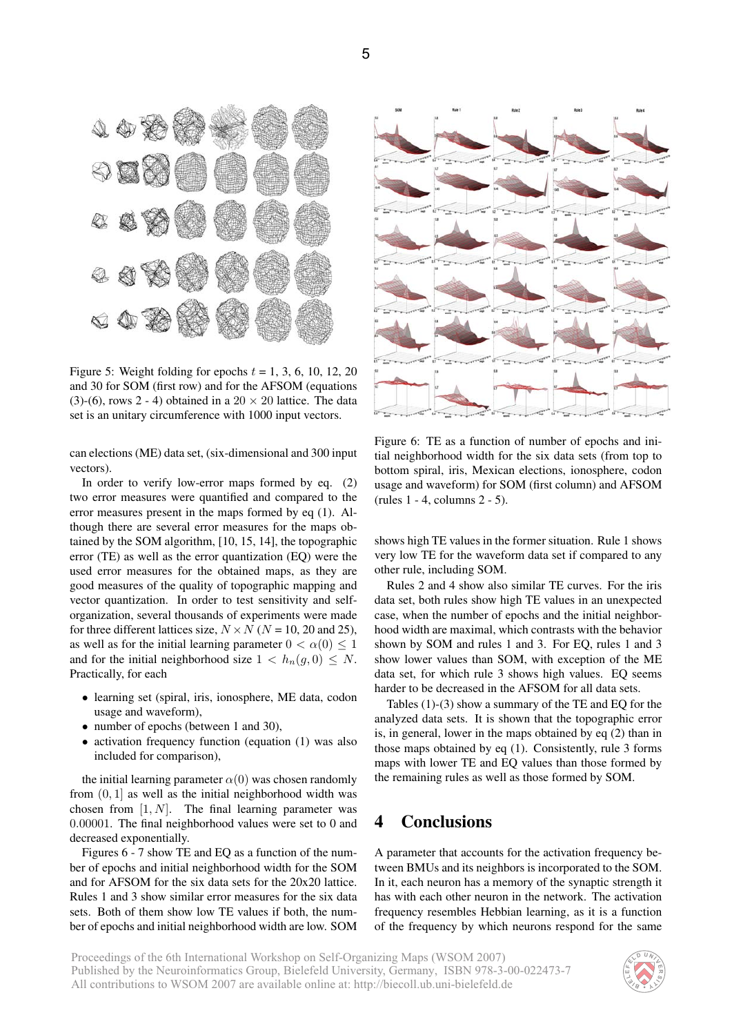Figure 5: Weight folding for epochs $t$ = 1, 3, 6, 10, 12, 20 and 30 for SOM (first row) and for the AFSOM (equations (3)-(6), rows 2 - 4) obtained in a $20 \times 20$ lattice. The data set is an unitary circumference with 1000 input vectors.

can elections (ME) data set, (six-dimensional and 300 input vectors).

In order to verify low-error maps formed by eq. (2) two error measures were quantified and compared to the error measures present in the maps formed by eq (1). Although there are several error measures for the maps obtained by the SOM algorithm, [10, 15, 14], the topographic error (TE) as well as the error quantization (EQ) were the used error measures for the obtained maps, as they are good measures of the quality of topographic mapping and vector quantization. In order to test sensitivity and self-organization, several thousands of experiments were made for three different lattices size, $N \times N$ ($N$ = 10, 20 and 25), as well as for the initial learning parameter $0 < \alpha(0) \leq 1$ and for the initial neighborhood size $1 < h_n(g, 0) \leq N$. Practically, for each

- learning set (spiral, iris, ionosphere, ME data, codon usage and waveform),
- number of epochs (between 1 and 30),
- activation frequency function (equation (1) was also included for comparison),

the initial learning parameter $\alpha(0)$ was chosen randomly from $(0, 1]$ as well as the initial neighborhood width was chosen from $[1, N]$. The final learning parameter was $0.00001$. The final neighborhood values were set to 0 and decreased exponentially.

Figures 6 - 7 show TE and EQ as a function of the number of epochs and initial neighborhood width for the SOM and for AFSOM for the six data sets for the 20x20 lattice. Rules 1 and 3 show similar error measures for the six data sets. Both of them show low TE values if both, the number of epochs and initial neighborhood width are low. SOM shows high TE values in the former situation. Rule 1 shows very low TE for the waveform data set if compared to any other rule, including SOM.

Figure 6: TE as a function of number of epochs and initial neighborhood width for the six data sets (from top to bottom spiral, iris, Mexican elections, ionosphere, codon usage and waveform) for SOM (first column) and AFSOM (rules 1 - 4, columns 2 - 5).

Rules 2 and 4 show also similar TE curves. For the iris data set, both rules show high TE values in an unexpected case, when the number of epochs and the initial neighborhood width are maximal, which contrasts with the behavior shown by SOM and rules 1 and 3. For EQ, rules 1 and 3 show lower values than SOM, with exception of the ME data set, for which rule 3 shows high values. EQ seems harder to be decreased in the AFSOM for all data sets.

Tables (1)-(3) show a summary of the TE and EQ for the analyzed data sets. It is shown that the topographic error is, in general, lower in the maps obtained by eq (2) than in those maps obtained by eq (1). Consistently, rule 3 forms maps with lower TE and EQ values than those formed by the remaining rules as well as those formed by SOM.

# 4 Conclusions

A parameter that accounts for the activation frequency between BMUs and its neighbors is incorporated to the SOM. In it, each neuron has a memory of the synaptic strength it has with each other neuron in the network. The activation frequency resembles Hebbian learning, as it is a function of the frequency by which neurons respond for the same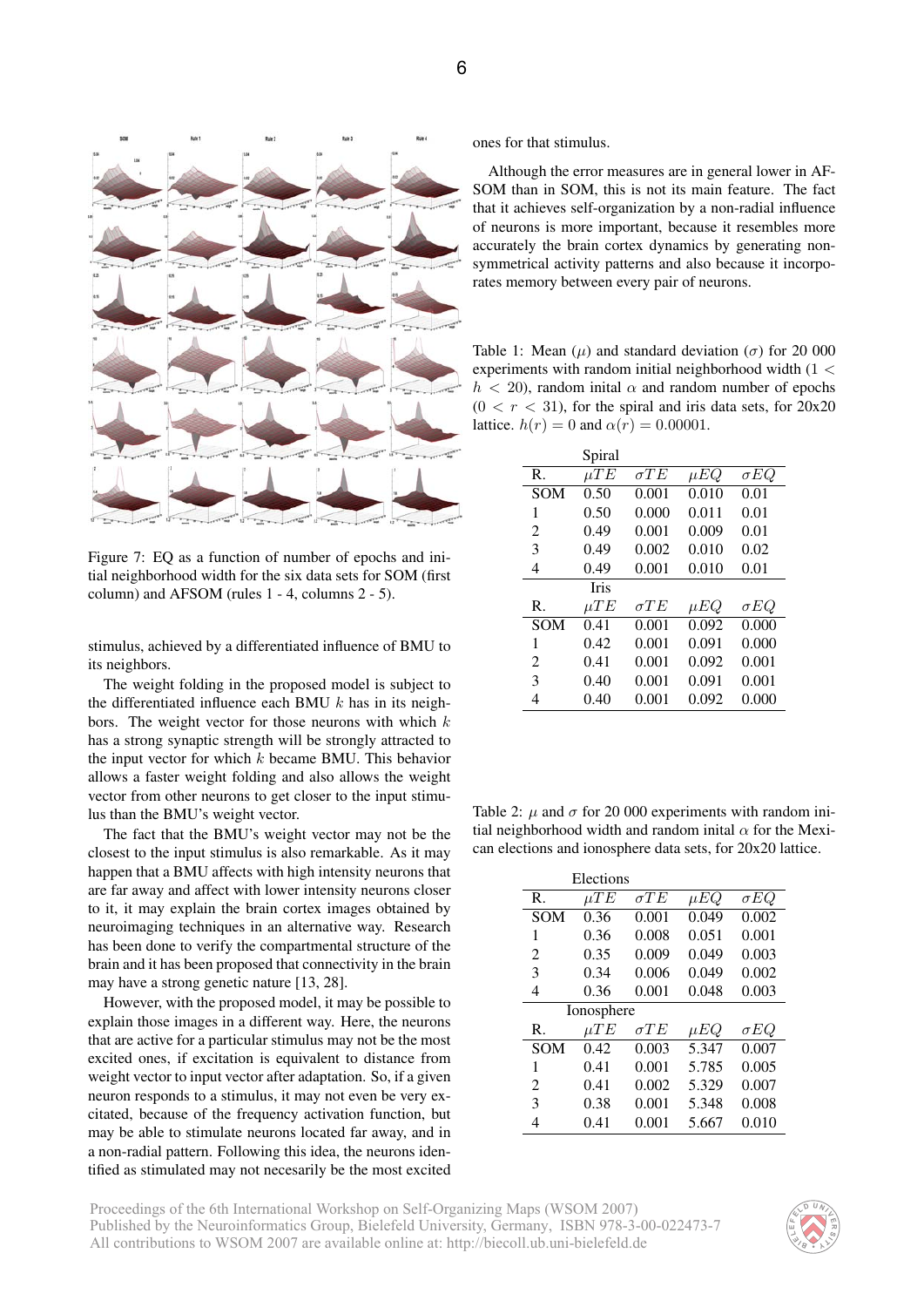Figure 7: EQ as a function of number of epochs and initial neighborhood width for the six data sets for SOM (first column) and AFSOM (rules 1 - 4, columns 2 - 5).

stimulus, achieved by a differentiated influence of BMU to its neighbors.

The weight folding in the proposed model is subject to the differentiated influence each BMU $k$ has in its neighbors. The weight vector for those neurons with which $k$ has a strong synaptic strength will be strongly attracted to the input vector for which $k$ became BMU. This behavior allows a faster weight folding and also allows the weight vector from other neurons to get closer to the input stimulus than the BMU's weight vector.

The fact that the BMU's weight vector may not be the closest to the input stimulus is also remarkable. As it may happen that a BMU affects with high intensity neurons that are far away and affect with lower intensity neurons closer to it, it may explain the brain cortex images obtained by neuroimaging techniques in an alternative way. Research has been done to verify the compartmental structure of the brain and it has been proposed that connectivity in the brain may have a strong genetic nature [13, 28].

However, with the proposed model, it may be possible to explain those images in a different way. Here, the neurons that are active for a particular stimulus may not be the most excited ones, if excitation is equivalent to distance from weight vector to input vector after adaptation. So, if a given neuron responds to a stimulus, it may not even be very excitated, because of the frequency activation function, but may be able to stimulate neurons located far away, and in a non-radial pattern. Following this idea, the neurons identified as stimulated may not necesarily be the most excited ones for that stimulus.

Although the error measures are in general lower in AFSOM than in SOM, this is not its main feature. The fact that it achieves self-organization by a non-radial influence of neurons is more important, because it resembles more accurately the brain cortex dynamics by generating non-symmetrical activity patterns and also because it incorporates memory between every pair of neurons.

Table 1: Mean ($\mu$) and standard deviation ($\sigma$) for 20 000 experiments with random initial neighborhood width ($1 < h < 20$), random inital $\alpha$ and random number of epochs ($0 < r < 31$), for the spiral and iris data sets, for 20x20 lattice. $h(r) = 0$ and $\alpha(r) = 0.00001$.

| R. | $\mu TE$ | $\sigma TE$ | $\mu EQ$ | $\sigma EQ$ |
|---|---|---|---|---|
| **Spiral** | | | | |
| SOM | 0.50 | 0.001 | 0.010 | 0.01 |
| 1 | 0.50 | 0.000 | 0.011 | 0.01 |
| 2 | 0.49 | 0.001 | 0.009 | 0.01 |
| 3 | 0.49 | 0.002 | 0.010 | 0.02 |
| 4 | 0.49 | 0.001 | 0.010 | 0.01 |
| **Iris** | | | | |
| SOM | 0.41 | 0.001 | 0.092 | 0.000 |
| 1 | 0.42 | 0.001 | 0.091 | 0.000 |
| 2 | 0.41 | 0.001 | 0.092 | 0.001 |
| 3 | 0.40 | 0.001 | 0.091 | 0.001 |
| 4 | 0.40 | 0.001 | 0.092 | 0.000 |

Table 2: $\mu$ and $\sigma$ for 20 000 experiments with random initial neighborhood width and random inital $\alpha$ for the Mexican elections and ionosphere data sets, for 20x20 lattice.

| R. | $\mu TE$ | $\sigma TE$ | $\mu EQ$ | $\sigma EQ$ |
|---|---|---|---|---|
| **Elections** | | | | |
| SOM | 0.36 | 0.001 | 0.049 | 0.002 |
| 1 | 0.36 | 0.008 | 0.051 | 0.001 |
| 2 | 0.35 | 0.009 | 0.049 | 0.003 |
| 3 | 0.34 | 0.006 | 0.049 | 0.002 |
| 4 | 0.36 | 0.001 | 0.048 | 0.003 |
| **Ionosphere** | | | | |
| SOM | 0.42 | 0.003 | 5.347 | 0.007 |
| 1 | 0.41 | 0.001 | 5.785 | 0.005 |
| 2 | 0.41 | 0.002 | 5.329 | 0.007 |
| 3 | 0.38 | 0.001 | 5.348 | 0.008 |
| 4 | 0.41 | 0.001 | 5.667 | 0.010 |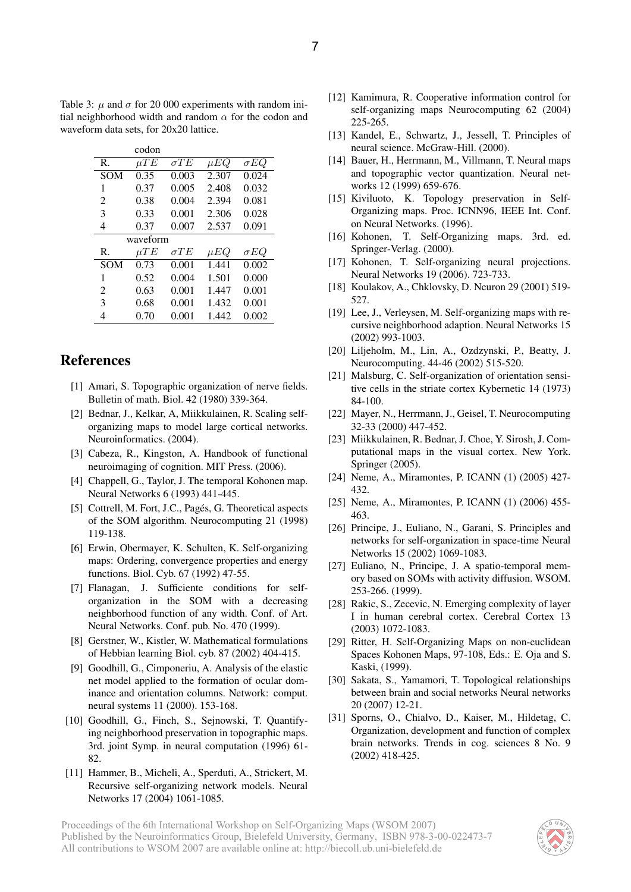Table 3: $\mu$ and $\sigma$ for 20 000 experiments with random initial neighborhood width and random $\alpha$ for the codon and waveform data sets, for 20x20 lattice.

| codon | | | | |
|---|---|---|---|---|
| R. | $\mu TE$ | $\sigma TE$ | $\mu EQ$ | $\sigma EQ$ |
| SOM | 0.35 | 0.003 | 2.307 | 0.024 |
| 1 | 0.37 | 0.005 | 2.408 | 0.032 |
| 2 | 0.38 | 0.004 | 2.394 | 0.081 |
| 3 | 0.33 | 0.001 | 2.306 | 0.028 |
| 4 | 0.37 | 0.007 | 2.537 | 0.091 |
| waveform | | | | |
| R. | $\mu TE$ | $\sigma TE$ | $\mu EQ$ | $\sigma EQ$ |
| SOM | 0.73 | 0.001 | 1.441 | 0.002 |
| 1 | 0.52 | 0.004 | 1.501 | 0.000 |
| 2 | 0.63 | 0.001 | 1.447 | 0.001 |
| 3 | 0.68 | 0.001 | 1.432 | 0.001 |
| 4 | 0.70 | 0.001 | 1.442 | 0.002 |

# References

[1] Amari, S. Topographic organization of nerve fields. Bulletin of math. Biol. 42 (1980) 339-364.

[2] Bednar, J., Kelkar, A, Miikkulainen, R. Scaling self-organizing maps to model large cortical networks. Neuroinformatics. (2004).

[3] Cabeza, R., Kingston, A. Handbook of functional neuroimaging of cognition. MIT Press. (2006).

[4] Chappell, G., Taylor, J. The temporal Kohonen map. Neural Networks 6 (1993) 441-445.

[5] Cottrell, M. Fort, J.C., Pagés, G. Theoretical aspects of the SOM algorithm. Neurocomputing 21 (1998) 119-138.

[6] Erwin, Obermayer, K. Schulten, K. Self-organizing maps: Ordering, convergence properties and energy functions. Biol. Cyb. 67 (1992) 47-55.

[7] Flanagan, J. Sufficiente conditions for self-organization in the SOM with a decreasing neighborhood function of any width. Conf. of Art. Neural Networks. Conf. pub. No. 470 (1999).

[8] Gerstner, W., Kistler, W. Mathematical formulations of Hebbian learning Biol. cyb. 87 (2002) 404-415.

[9] Goodhill, G., Cimponeriu, A. Analysis of the elastic net model applied to the formation of ocular dominance and orientation columns. Network: comput. neural systems 11 (2000). 153-168.

[10] Goodhill, G., Finch, S., Sejnowski, T. Quantifying neighborhood preservation in topographic maps. 3rd. joint Symp. in neural computation (1996) 61-82.

[11] Hammer, B., Micheli, A., Sperduti, A., Strickert, M. Recursive self-organizing network models. Neural Networks 17 (2004) 1061-1085.

[12] Kamimura, R. Cooperative information control for self-organizing maps Neurocomputing 62 (2004) 225-265.

[13] Kandel, E., Schwartz, J., Jessell, T. Principles of neural science. McGraw-Hill. (2000).

[14] Bauer, H., Herrmann, M., Villmann, T. Neural maps and topographic vector quantization. Neural networks 12 (1999) 659-676.

[15] Kiviluoto, K. Topology preservation in Self-Organizing maps. Proc. ICNN96, IEEE Int. Conf. on Neural Networks. (1996).

[16] Kohonen, T. Self-Organizing maps. 3rd. ed. Springer-Verlag. (2000).

[17] Kohonen, T. Self-organizing neural projections. Neural Networks 19 (2006). 723-733.

[18] Koulakov, A., Chklovsky, D. Neuron 29 (2001) 519-527.

[19] Lee, J., Verleysen, M. Self-organizing maps with recursive neighborhood adaption. Neural Networks 15 (2002) 993-1003.

[20] Liljeholm, M., Lin, A., Ozdzynski, P., Beatty, J. Neurocomputing. 44-46 (2002) 515-520.

[21] Malsburg, C. Self-organization of orientation sensitive cells in the striate cortex Kybernetic 14 (1973) 84-100.

[22] Mayer, N., Herrmann, J., Geisel, T. Neurocomputing 32-33 (2000) 447-452.

[23] Miikkulainen, R. Bednar, J. Choe, Y. Sirosh, J. Computational maps in the visual cortex. New York. Springer (2005).

[24] Neme, A., Miramontes, P. ICANN (1) (2005) 427-432.

[25] Neme, A., Miramontes, P. ICANN (1) (2006) 455-463.

[26] Principe, J., Euliano, N., Garani, S. Principles and networks for self-organization in space-time Neural Networks 15 (2002) 1069-1083.

[27] Euliano, N., Principe, J. A spatio-temporal memory based on SOMs with activity diffusion. WSOM. 253-266. (1999).

[28] Rakic, S., Zecevic, N. Emerging complexity of layer I in human cerebral cortex. Cerebral Cortex 13 (2003) 1072-1083.

[29] Ritter, H. Self-Organizing Maps on non-euclidean Spaces Kohonen Maps, 97-108, Eds.: E. Oja and S. Kaski, (1999).

[30] Sakata, S., Yamamori, T. Topological relationships between brain and social networks Neural networks 20 (2007) 12-21.

[31] Sporns, O., Chialvo, D., Kaiser, M., Hildetag, C. Organization, development and function of complex brain networks. Trends in cog. sciences 8 No. 9 (2002) 418-425.